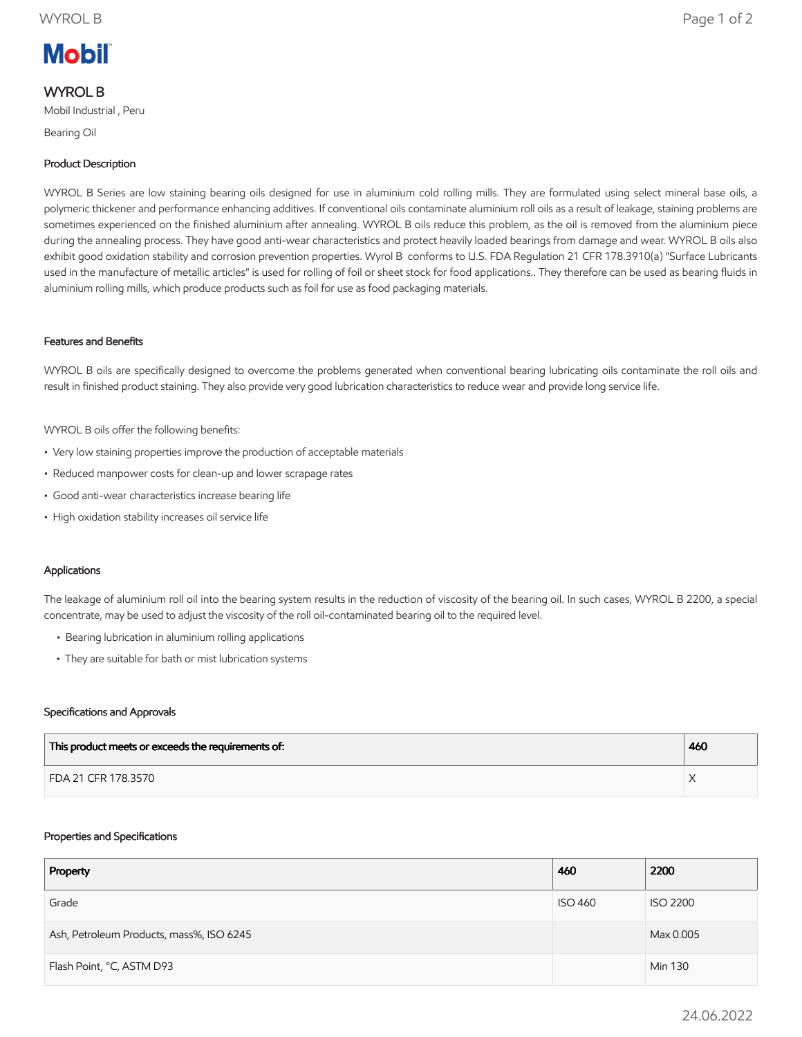# WYROL B

Mobil Industrial , Peru

Bearing Oil

## Product Description

WYROL B Series are low staining bearing oils designed for use in aluminium cold rolling mills. They are formulated using select mineral base oils, a polymeric thickener and performance enhancing additives. If conventional oils contaminate aluminium roll oils as a result of leakage, staining problems are sometimes experienced on the finished aluminium after annealing. WYROL B oils reduce this problem, as the oil is removed from the aluminium piece during the annealing process. They have good anti-wear characteristics and protect heavily loaded bearings from damage and wear. WYROL B oils also exhibit good oxidation stability and corrosion prevention properties. Wyrol B conforms to U.S. FDA Regulation 21 CFR 178.3910(a) "Surface Lubricants used in the manufacture of metallic articles" is used for rolling of foil or sheet stock for food applications.. They therefore can be used as bearing fluids in aluminium rolling mills, which produce products such as foil for use as food packaging materials.

## Features and Benefits

WYROL B oils are specifically designed to overcome the problems generated when conventional bearing lubricating oils contaminate the roll oils and result in finished product staining. They also provide very good lubrication characteristics to reduce wear and provide long service life.

WYROL B oils offer the following benefits:

- Very low staining properties improve the production of acceptable materials
- Reduced manpower costs for clean-up and lower scrapage rates
- Good anti-wear characteristics increase bearing life
- High oxidation stability increases oil service life

## Applications

The leakage of aluminium roll oil into the bearing system results in the reduction of viscosity of the bearing oil. In such cases, WYROL B 2200, a special concentrate, may be used to adjust the viscosity of the roll oil-contaminated bearing oil to the required level.

- Bearing lubrication in aluminium rolling applications
- They are suitable for bath or mist lubrication systems

## Specifications and Approvals

| This product meets or exceeds the requirements of: | 460 |
|---|---|
| FDA 21 CFR 178.3570 | X |

## Properties and Specifications

| Property | 460 | 2200 |
|---|---|---|
| Grade | ISO 460 | ISO 2200 |
| Ash, Petroleum Products, mass%, ISO 6245 | | Max 0.005 |
| Flash Point, °C, ASTM D93 | | Min 130 |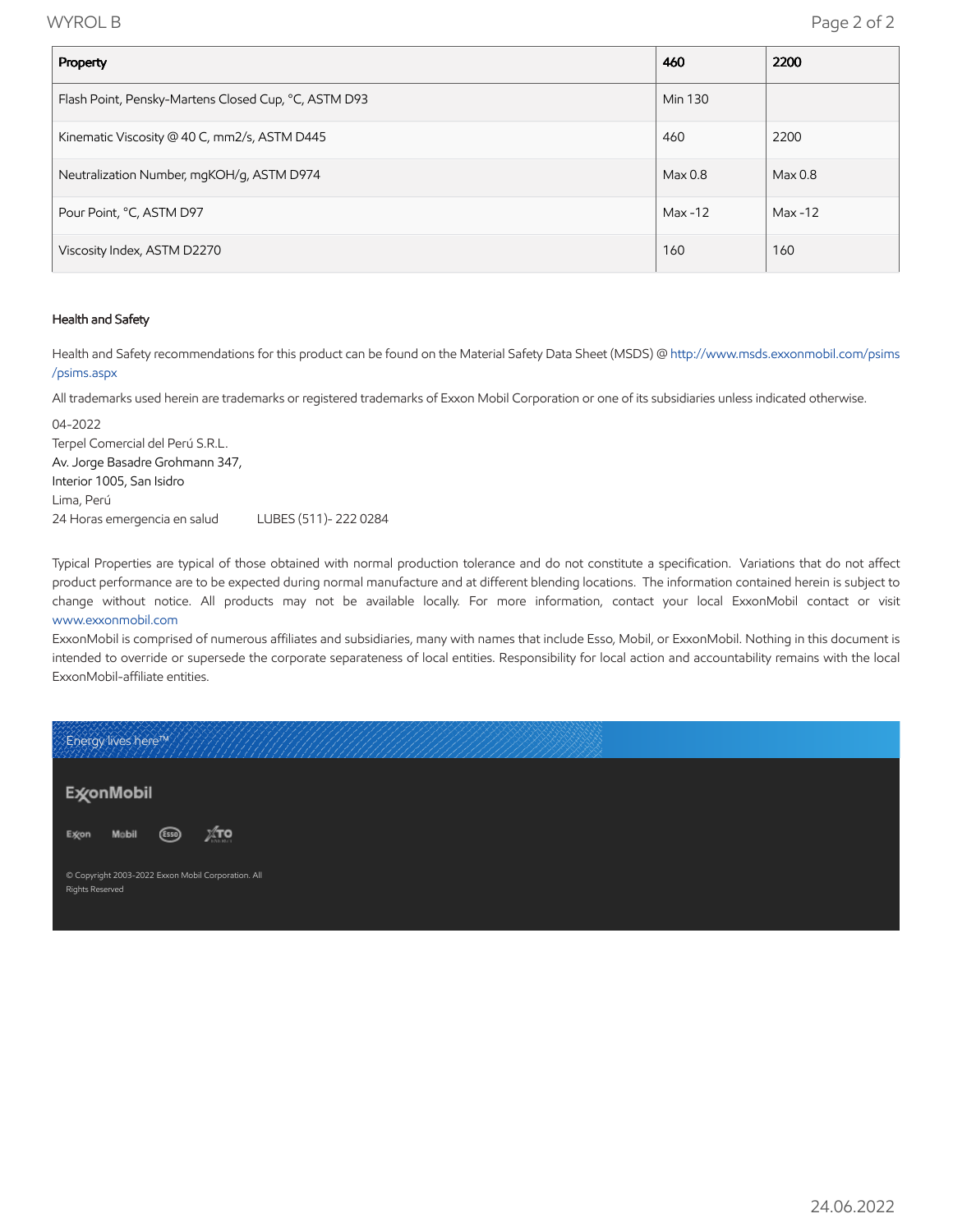| Property | 460 | 2200 |
| --- | --- | --- |
| Flash Point, Pensky-Martens Closed Cup, °C, ASTM D93 | Min 130 | |
| Kinematic Viscosity @ 40 C, mm2/s, ASTM D445 | 460 | 2200 |
| Neutralization Number, mgKOH/g, ASTM D974 | Max 0.8 | Max 0.8 |
| Pour Point, °C, ASTM D97 | Max -12 | Max -12 |
| Viscosity Index, ASTM D2270 | 160 | 160 |

### Health and Safety

Health and Safety recommendations for this product can be found on the Material Safety Data Sheet (MSDS) @ http://www.msds.exxonmobil.com/psims/psims.aspx

All trademarks used herein are trademarks or registered trademarks of Exxon Mobil Corporation or one of its subsidiaries unless indicated otherwise.

04-2022
Terpel Comercial del Perú S.R.L.
Av. Jorge Basadre Grohmann 347,
Interior 1005, San Isidro
Lima, Perú
24 Horas emergencia en salud LUBES (511)- 222 0284

Typical Properties are typical of those obtained with normal production tolerance and do not constitute a specification. Variations that do not affect product performance are to be expected during normal manufacture and at different blending locations. The information contained herein is subject to change without notice. All products may not be available locally. For more information, contact your local ExxonMobil contact or visit www.exxonmobil.com

ExxonMobil is comprised of numerous affiliates and subsidiaries, many with names that include Esso, Mobil, or ExxonMobil. Nothing in this document is intended to override or supersede the corporate separateness of local entities. Responsibility for local action and accountability remains with the local ExxonMobil-affiliate entities.

Energy lives here™

ExxonMobil

Exxon Mobil Esso XTO

© Copyright 2003-2022 Exxon Mobil Corporation. All Rights Reserved